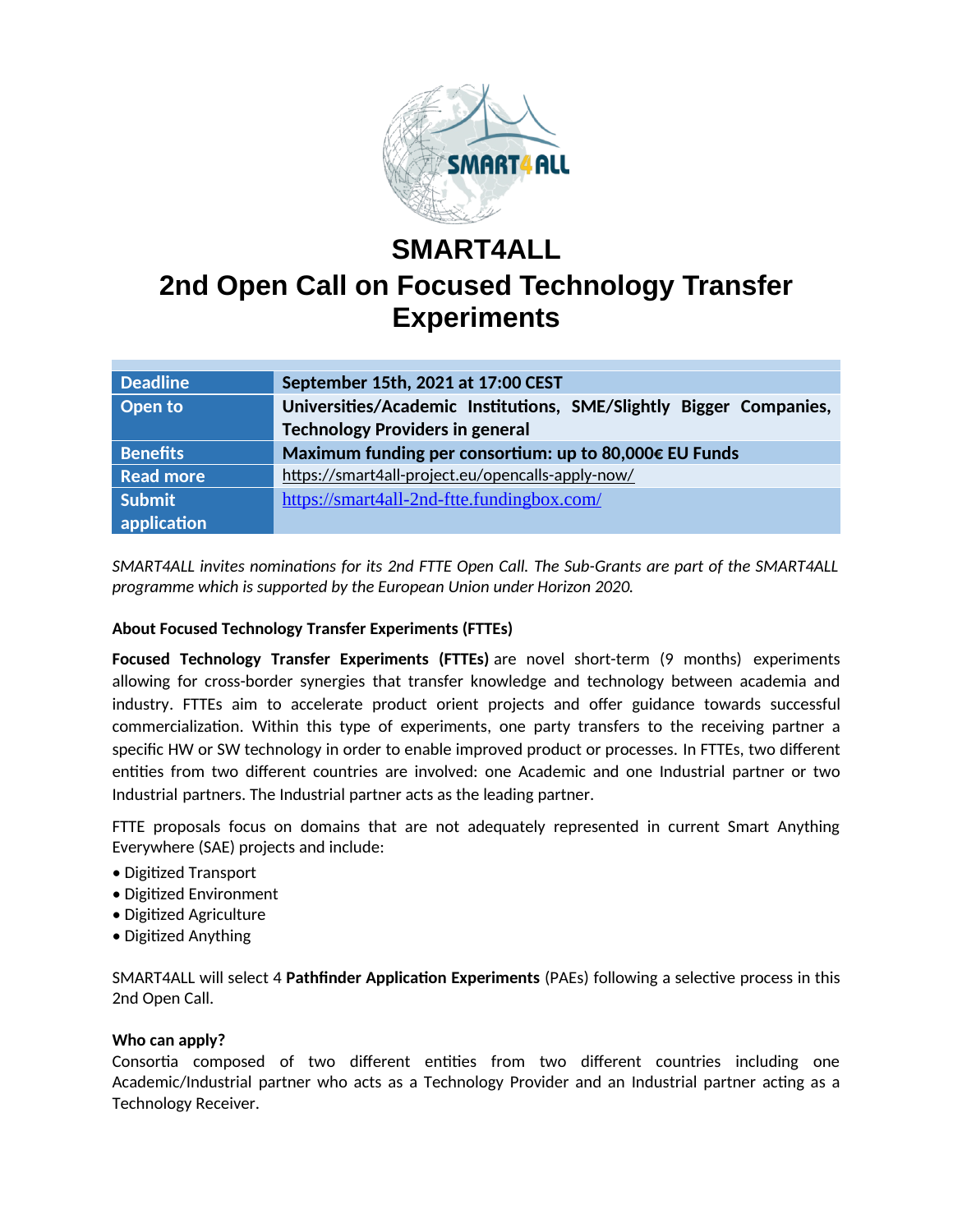# SMART4ALL

# 2nd Open Call on Focused Technology Transfer Experiments

| | |
|---|---|
| **Deadline** | **September 15th, 2021 at 17:00 CEST** |
| **Open to** | **Universities/Academic Institutions, SME/Slightly Bigger Companies, Technology Providers in general** |
| **Benefits** | **Maximum funding per consortium: up to 80,000€ EU Funds** |
| **Read more** | https://smart4all-project.eu/opencalls-apply-now/ |
| **Submit application** | https://smart4all-2nd-ftte.fundingbox.com/ |

*SMART4ALL invites nominations for its 2nd FTTE Open Call. The Sub-Grants are part of the SMART4ALL programme which is supported by the European Union under Horizon 2020.*

**About Focused Technology Transfer Experiments (FTTEs)**

**Focused Technology Transfer Experiments (FTTEs)** are novel short-term (9 months) experiments allowing for cross-border synergies that transfer knowledge and technology between academia and industry. FTTEs aim to accelerate product orient projects and offer guidance towards successful commercialization. Within this type of experiments, one party transfers to the receiving partner a specific HW or SW technology in order to enable improved product or processes. In FTTEs, two different entities from two different countries are involved: one Academic and one Industrial partner or two Industrial partners. The Industrial partner acts as the leading partner.

FTTE proposals focus on domains that are not adequately represented in current Smart Anything Everywhere (SAE) projects and include:

- Digitized Transport
- Digitized Environment
- Digitized Agriculture
- Digitized Anything

SMART4ALL will select 4 **Pathfinder Application Experiments** (PAEs) following a selective process in this 2nd Open Call.

**Who can apply?**

Consortia composed of two different entities from two different countries including one Academic/Industrial partner who acts as a Technology Provider and an Industrial partner acting as a Technology Receiver.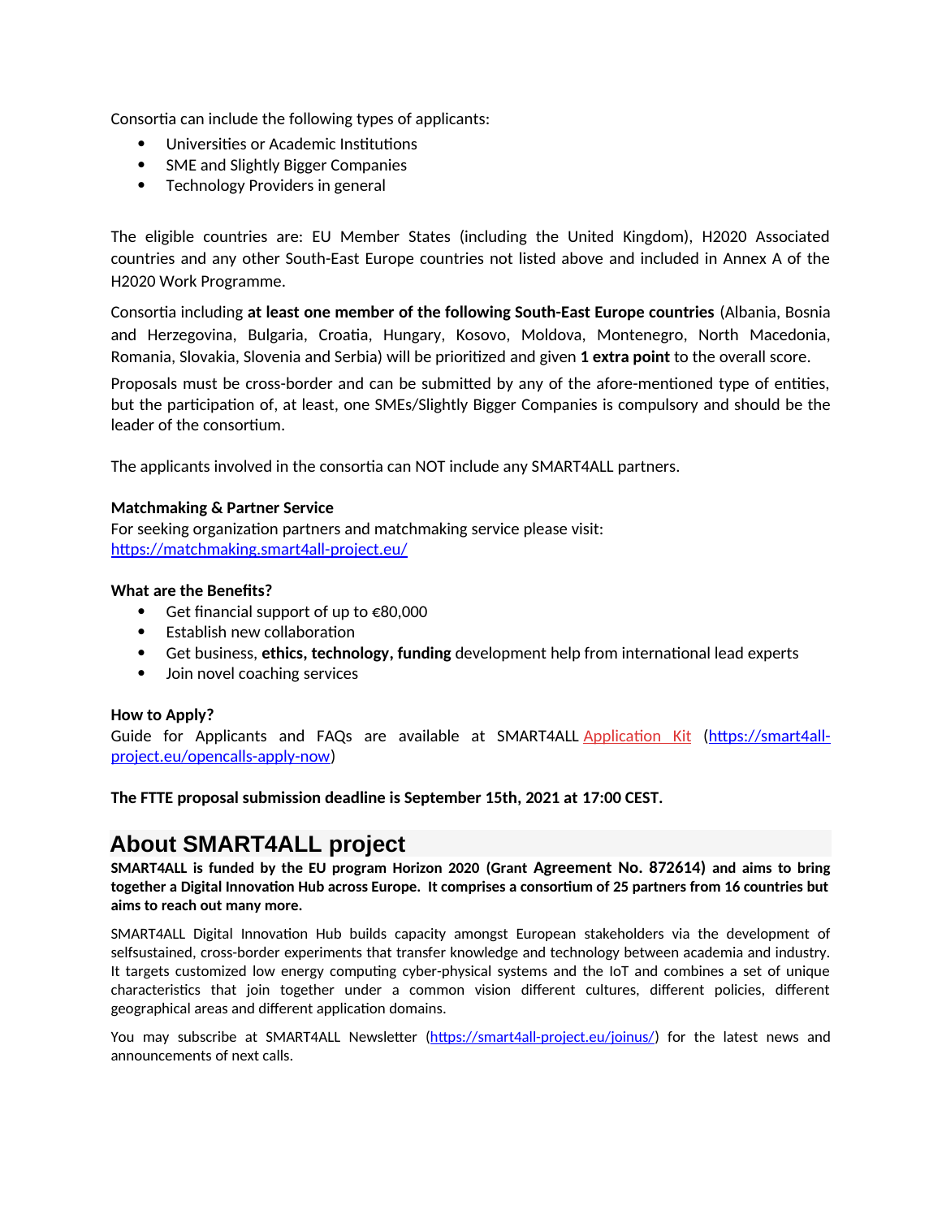Consortia can include the following types of applicants:

- Universities or Academic Institutions
- SME and Slightly Bigger Companies
- Technology Providers in general

The eligible countries are: EU Member States (including the United Kingdom), H2020 Associated countries and any other South-East Europe countries not listed above and included in Annex A of the H2020 Work Programme.

Consortia including **at least one member of the following South-East Europe countries** (Albania, Bosnia and Herzegovina, Bulgaria, Croatia, Hungary, Kosovo, Moldova, Montenegro, North Macedonia, Romania, Slovakia, Slovenia and Serbia) will be prioritized and given **1 extra point** to the overall score.

Proposals must be cross-border and can be submitted by any of the afore-mentioned type of entities, but the participation of, at least, one SMEs/Slightly Bigger Companies is compulsory and should be the leader of the consortium.

The applicants involved in the consortia can NOT include any SMART4ALL partners.

**Matchmaking & Partner Service**
For seeking organization partners and matchmaking service please visit:
[https://matchmaking.smart4all-project.eu/](https://matchmaking.smart4all-project.eu/)

**What are the Benefits?**

- Get financial support of up to €80,000
- Establish new collaboration
- Get business, **ethics, technology, funding** development help from international lead experts
- Join novel coaching services

**How to Apply?**
Guide for Applicants and FAQs are available at SMART4ALL Application Kit ([https://smart4all-project.eu/opencalls-apply-now](https://smart4all-project.eu/opencalls-apply-now))

**The FTTE proposal submission deadline is September 15th, 2021 at 17:00 CEST.**

## About SMART4ALL project

**SMART4ALL is funded by the EU program Horizon 2020 (Grant Agreement No. 872614) and aims to bring together a Digital Innovation Hub across Europe. It comprises a consortium of 25 partners from 16 countries but aims to reach out many more.**

SMART4ALL Digital Innovation Hub builds capacity amongst European stakeholders via the development of selfsustained, cross-border experiments that transfer knowledge and technology between academia and industry. It targets customized low energy computing cyber-physical systems and the IoT and combines a set of unique characteristics that join together under a common vision different cultures, different policies, different geographical areas and different application domains.

You may subscribe at SMART4ALL Newsletter ([https://smart4all-project.eu/joinus/](https://smart4all-project.eu/joinus/)) for the latest news and announcements of next calls.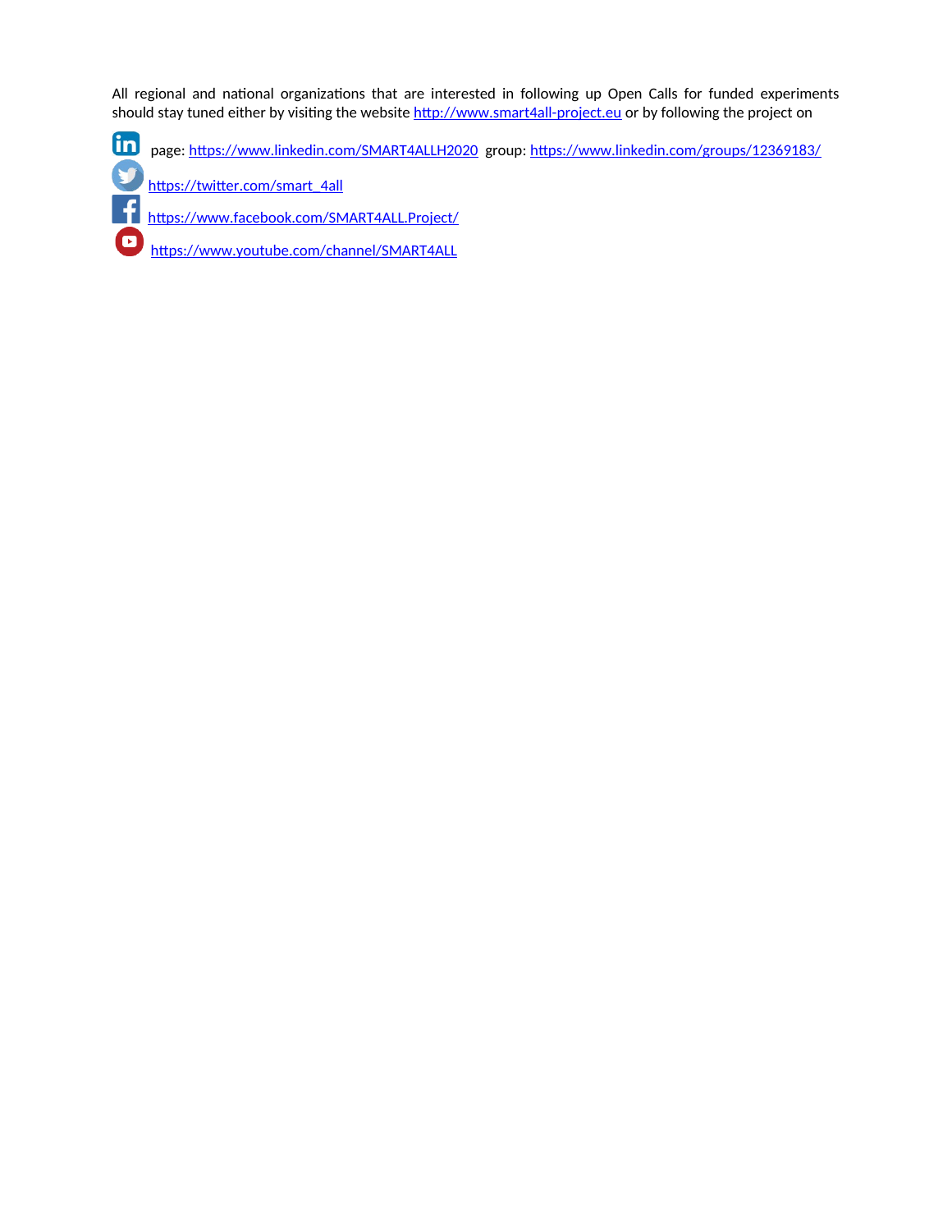All regional and national organizations that are interested in following up Open Calls for funded experiments should stay tuned either by visiting the website http://www.smart4all-project.eu or by following the project on

page: https://www.linkedin.com/SMART4ALLH2020 group: https://www.linkedin.com/groups/12369183/

https://twitter.com/smart_4all

https://www.facebook.com/SMART4ALL.Project/

https://www.youtube.com/channel/SMART4ALL